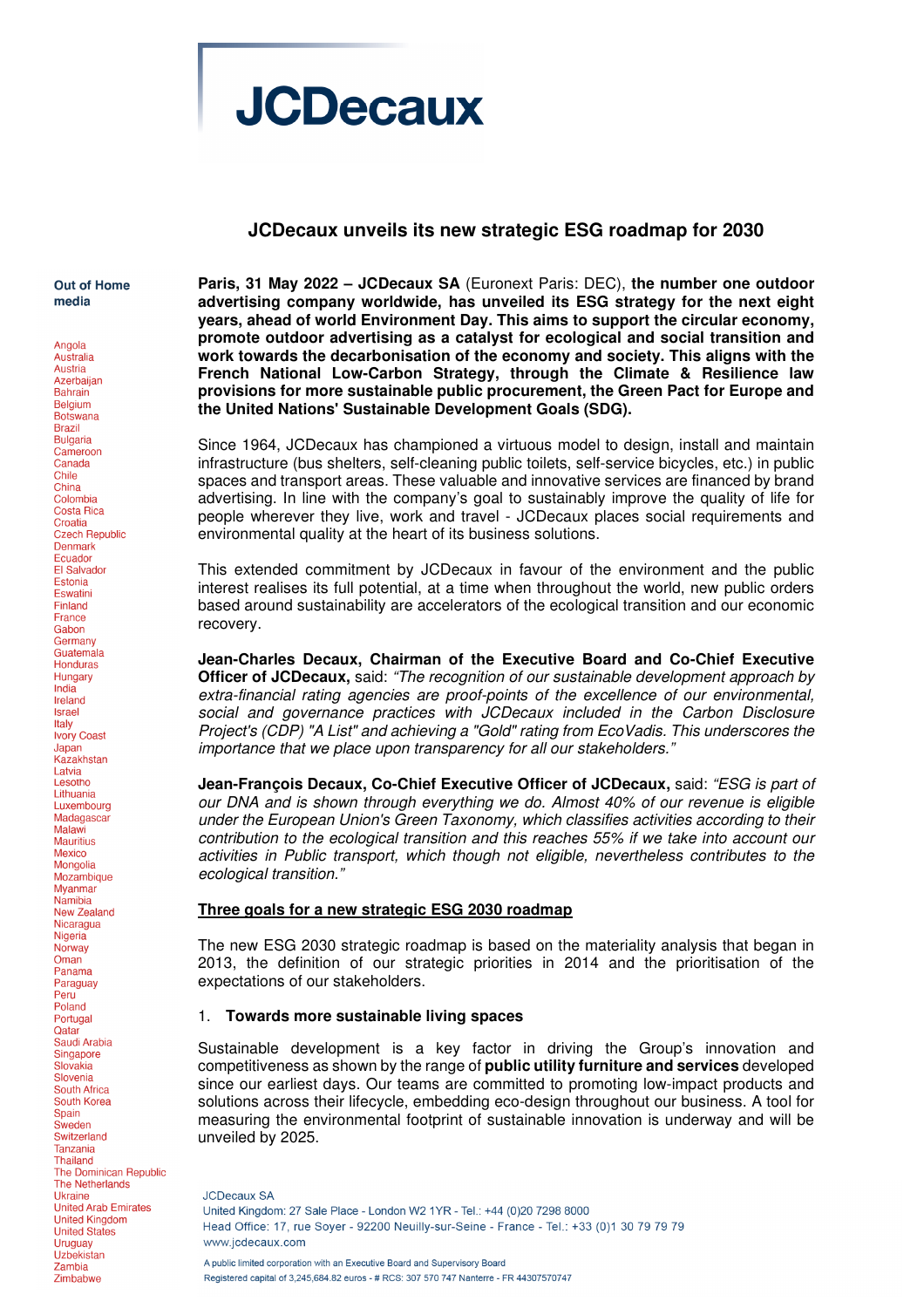# JCDecaux unveils its new strategic ESG roadmap for 2030

**Out of Home media**

Angola
Australia
Austria
Azerbaijan
Bahrain
Belgium
Botswana
Brazil
Bulgaria
Cameroon
Canada
Chile
China
Colombia
Costa Rica
Croatia
Czech Republic
Denmark
Ecuador
El Salvador
Estonia
Eswatini
Finland
France
Gabon
Germany
Guatemala
Honduras
Hungary
India
Ireland
Israel
Italy
Ivory Coast
Japan
Kazakhstan
Latvia
Lesotho
Lithuania
Luxembourg
Madagascar
Malawi
Mauritius
Mexico
Mongolia
Mozambique
Myanmar
Namibia
New Zealand
Nicaragua
Nigeria
Norway
Oman
Panama
Paraguay
Peru
Poland
Portugal
Qatar
Saudi Arabia
Singapore
Slovakia
Slovenia
South Africa
South Korea
Spain
Sweden
Switzerland
Tanzania
Thailand
The Dominican Republic
The Netherlands
Ukraine
United Arab Emirates
United Kingdom
United States
Uruguay
Uzbekistan
Zambia
Zimbabwe

**Paris, 31 May 2022 – JCDecaux SA** (Euronext Paris: DEC), **the number one outdoor advertising company worldwide, has unveiled its ESG strategy for the next eight years, ahead of world Environment Day. This aims to support the circular economy, promote outdoor advertising as a catalyst for ecological and social transition and work towards the decarbonisation of the economy and society. This aligns with the French National Low-Carbon Strategy, through the Climate & Resilience law provisions for more sustainable public procurement, the Green Pact for Europe and the United Nations' Sustainable Development Goals (SDG).**

Since 1964, JCDecaux has championed a virtuous model to design, install and maintain infrastructure (bus shelters, self-cleaning public toilets, self-service bicycles, etc.) in public spaces and transport areas. These valuable and innovative services are financed by brand advertising. In line with the company's goal to sustainably improve the quality of life for people wherever they live, work and travel - JCDecaux places social requirements and environmental quality at the heart of its business solutions.

This extended commitment by JCDecaux in favour of the environment and the public interest realises its full potential, at a time when throughout the world, new public orders based around sustainability are accelerators of the ecological transition and our economic recovery.

**Jean-Charles Decaux, Chairman of the Executive Board and Co-Chief Executive Officer of JCDecaux,** said: *"The recognition of our sustainable development approach by extra-financial rating agencies are proof-points of the excellence of our environmental, social and governance practices with JCDecaux included in the Carbon Disclosure Project's (CDP) "A List" and achieving a "Gold" rating from EcoVadis. This underscores the importance that we place upon transparency for all our stakeholders."*

**Jean-François Decaux, Co-Chief Executive Officer of JCDecaux,** said: *"ESG is part of our DNA and is shown through everything we do. Almost 40% of our revenue is eligible under the European Union's Green Taxonomy, which classifies activities according to their contribution to the ecological transition and this reaches 55% if we take into account our activities in Public transport, which though not eligible, nevertheless contributes to the ecological transition."*

## Three goals for a new strategic ESG 2030 roadmap

The new ESG 2030 strategic roadmap is based on the materiality analysis that began in 2013, the definition of our strategic priorities in 2014 and the prioritisation of the expectations of our stakeholders.

### 1. Towards more sustainable living spaces

Sustainable development is a key factor in driving the Group's innovation and competitiveness as shown by the range of **public utility furniture and services** developed since our earliest days. Our teams are committed to promoting low-impact products and solutions across their lifecycle, embedding eco-design throughout our business. A tool for measuring the environmental footprint of sustainable innovation is underway and will be unveiled by 2025.

JCDecaux SA
United Kingdom: 27 Sale Place - London W2 1YR - Tel.: +44 (0)20 7298 8000
Head Office: 17, rue Soyer - 92200 Neuilly-sur-Seine - France - Tel.: +33 (0)1 30 79 79 79
www.jcdecaux.com

A public limited corporation with an Executive Board and Supervisory Board
Registered capital of 3,245,684.82 euros - # RCS: 307 570 747 Nanterre - FR 44307570747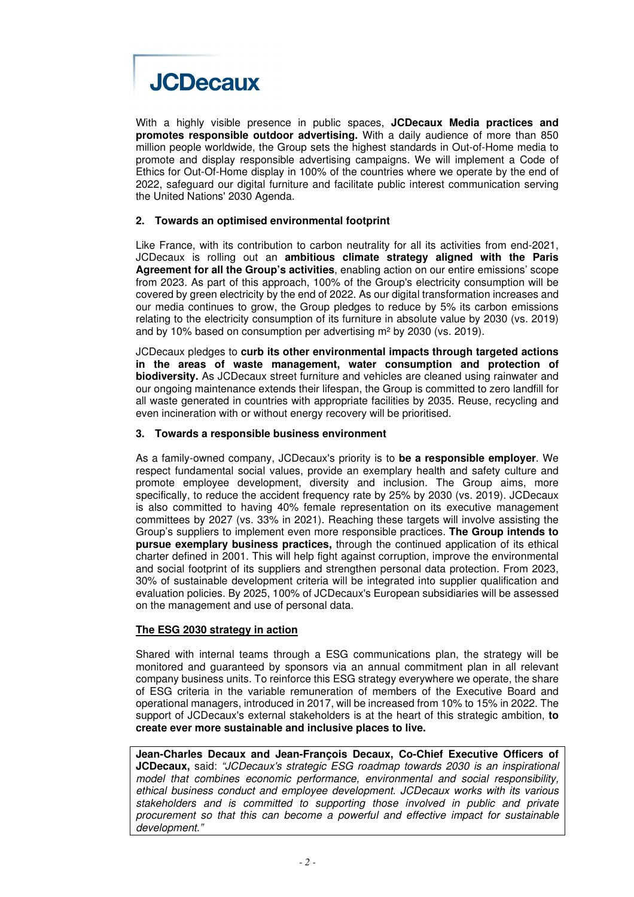With a highly visible presence in public spaces, **JCDecaux Media practices and promotes responsible outdoor advertising.** With a daily audience of more than 850 million people worldwide, the Group sets the highest standards in Out-of-Home media to promote and display responsible advertising campaigns. We will implement a Code of Ethics for Out-Of-Home display in 100% of the countries where we operate by the end of 2022, safeguard our digital furniture and facilitate public interest communication serving the United Nations' 2030 Agenda.

### 2. Towards an optimised environmental footprint

Like France, with its contribution to carbon neutrality for all its activities from end-2021, JCDecaux is rolling out an **ambitious climate strategy aligned with the Paris Agreement for all the Group's activities**, enabling action on our entire emissions' scope from 2023. As part of this approach, 100% of the Group's electricity consumption will be covered by green electricity by the end of 2022. As our digital transformation increases and our media continues to grow, the Group pledges to reduce by 5% its carbon emissions relating to the electricity consumption of its furniture in absolute value by 2030 (vs. 2019) and by 10% based on consumption per advertising m² by 2030 (vs. 2019).

JCDecaux pledges to **curb its other environmental impacts through targeted actions in the areas of waste management, water consumption and protection of biodiversity.** As JCDecaux street furniture and vehicles are cleaned using rainwater and our ongoing maintenance extends their lifespan, the Group is committed to zero landfill for all waste generated in countries with appropriate facilities by 2035. Reuse, recycling and even incineration with or without energy recovery will be prioritised.

### 3. Towards a responsible business environment

As a family-owned company, JCDecaux's priority is to **be a responsible employer**. We respect fundamental social values, provide an exemplary health and safety culture and promote employee development, diversity and inclusion. The Group aims, more specifically, to reduce the accident frequency rate by 25% by 2030 (vs. 2019). JCDecaux is also committed to having 40% female representation on its executive management committees by 2027 (vs. 33% in 2021). Reaching these targets will involve assisting the Group's suppliers to implement even more responsible practices. **The Group intends to pursue exemplary business practices,** through the continued application of its ethical charter defined in 2001. This will help fight against corruption, improve the environmental and social footprint of its suppliers and strengthen personal data protection. From 2023, 30% of sustainable development criteria will be integrated into supplier qualification and evaluation policies. By 2025, 100% of JCDecaux's European subsidiaries will be assessed on the management and use of personal data.

### The ESG 2030 strategy in action

Shared with internal teams through a ESG communications plan, the strategy will be monitored and guaranteed by sponsors via an annual commitment plan in all relevant company business units. To reinforce this ESG strategy everywhere we operate, the share of ESG criteria in the variable remuneration of members of the Executive Board and operational managers, introduced in 2017, will be increased from 10% to 15% in 2022. The support of JCDecaux's external stakeholders is at the heart of this strategic ambition, **to create ever more sustainable and inclusive places to live.**

**Jean-Charles Decaux and Jean-François Decaux, Co-Chief Executive Officers of JCDecaux,** said: *"JCDecaux's strategic ESG roadmap towards 2030 is an inspirational model that combines economic performance, environmental and social responsibility, ethical business conduct and employee development. JCDecaux works with its various stakeholders and is committed to supporting those involved in public and private procurement so that this can become a powerful and effective impact for sustainable development."*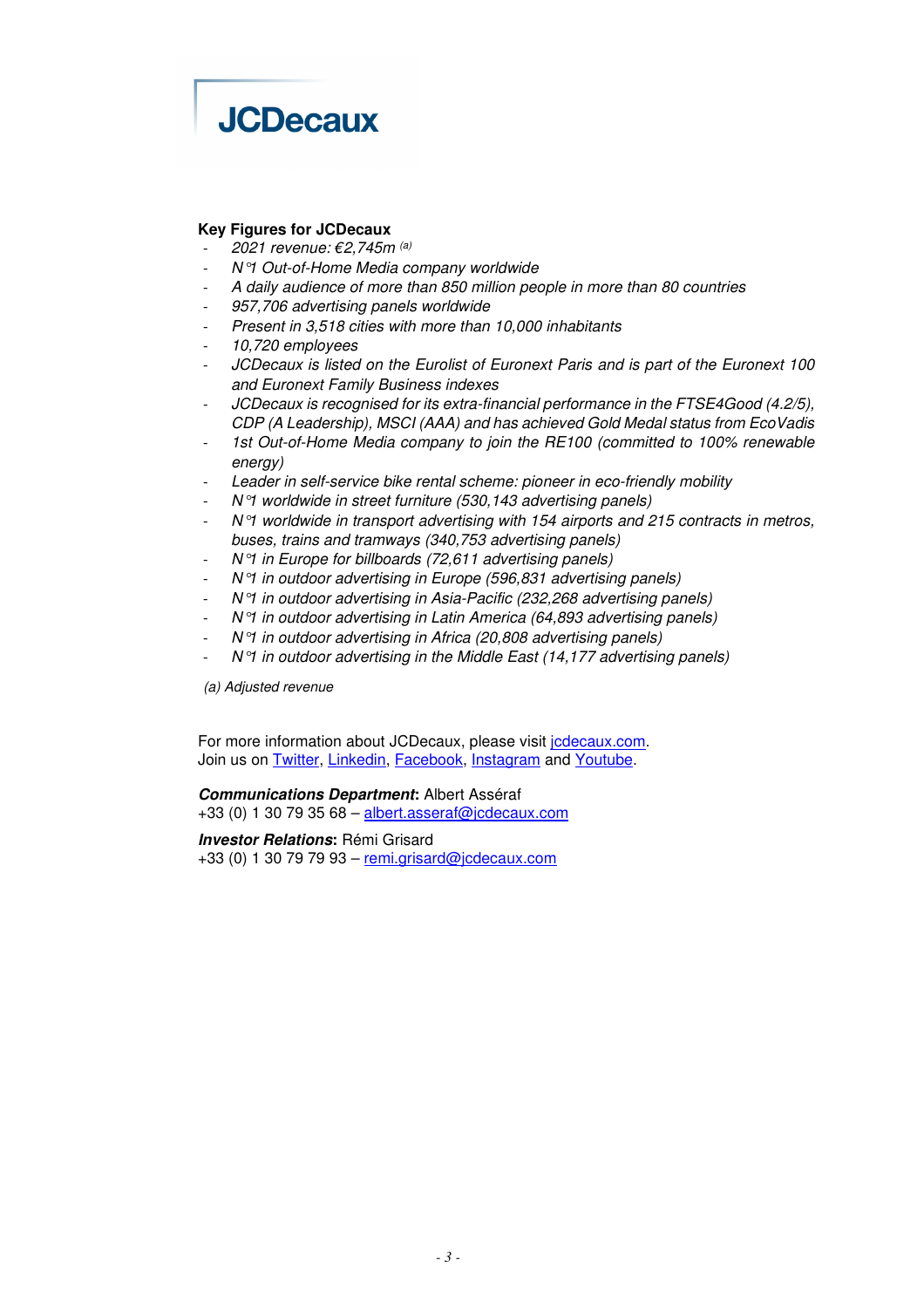**JCDecaux**

**Key Figures for JCDecaux**

- *2021 revenue: €2,745m [(a)]*
- *N°1 Out-of-Home Media company worldwide*
- *A daily audience of more than 850 million people in more than 80 countries*
- *957,706 advertising panels worldwide*
- *Present in 3,518 cities with more than 10,000 inhabitants*
- *10,720 employees*
- *JCDecaux is listed on the Eurolist of Euronext Paris and is part of the Euronext 100 and Euronext Family Business indexes*
- *JCDecaux is recognised for its extra-financial performance in the FTSE4Good (4.2/5), CDP (A Leadership), MSCI (AAA) and has achieved Gold Medal status from EcoVadis*
- *1st Out-of-Home Media company to join the RE100 (committed to 100% renewable energy)*
- *Leader in self-service bike rental scheme: pioneer in eco-friendly mobility*
- *N°1 worldwide in street furniture (530,143 advertising panels)*
- *N°1 worldwide in transport advertising with 154 airports and 215 contracts in metros, buses, trains and tramways (340,753 advertising panels)*
- *N°1 in Europe for billboards (72,611 advertising panels)*
- *N°1 in outdoor advertising in Europe (596,831 advertising panels)*
- *N°1 in outdoor advertising in Asia-Pacific (232,268 advertising panels)*
- *N°1 in outdoor advertising in Latin America (64,893 advertising panels)*
- *N°1 in outdoor advertising in Africa (20,808 advertising panels)*
- *N°1 in outdoor advertising in the Middle East (14,177 advertising panels)*

*(a) Adjusted revenue*

For more information about JCDecaux, please visit jcdecaux.com.
Join us on Twitter, Linkedin, Facebook, Instagram and Youtube.

***Communications Department*:** Albert Astéraf
+33 (0) 1 30 79 35 68 – albert.asseraf@jcdecaux.com

***Investor Relations*:** Rémi Grisard
+33 (0) 1 30 79 79 93 – remi.grisard@jcdecaux.com